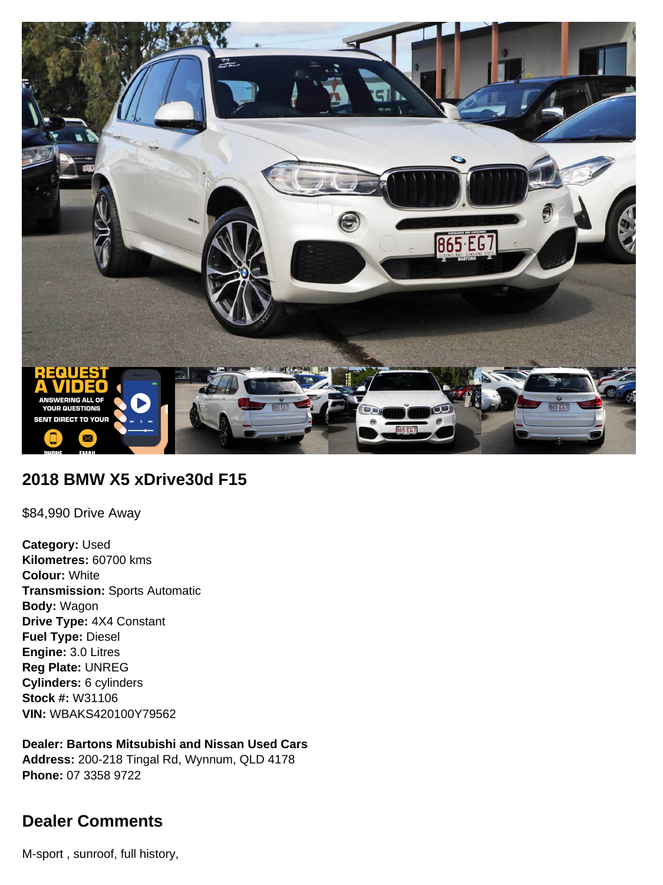## 2018 BMW X5 xDrive30d F15

$84,990 Drive Away

**Category:** Used
**Kilometres:** 60700 kms
**Colour:** White
**Transmission:** Sports Automatic
**Body:** Wagon
**Drive Type:** 4X4 Constant
**Fuel Type:** Diesel
**Engine:** 3.0 Litres
**Reg Plate:** UNREG
**Cylinders:** 6 cylinders
**Stock #:** W31106
**VIN:** WBAKS420100Y79562

**Dealer: Bartons Mitsubishi and Nissan Used Cars**
**Address:** 200-218 Tingal Rd, Wynnum, QLD 4178
**Phone:** 07 3358 9722

## Dealer Comments

M-sport , sunroof, full history,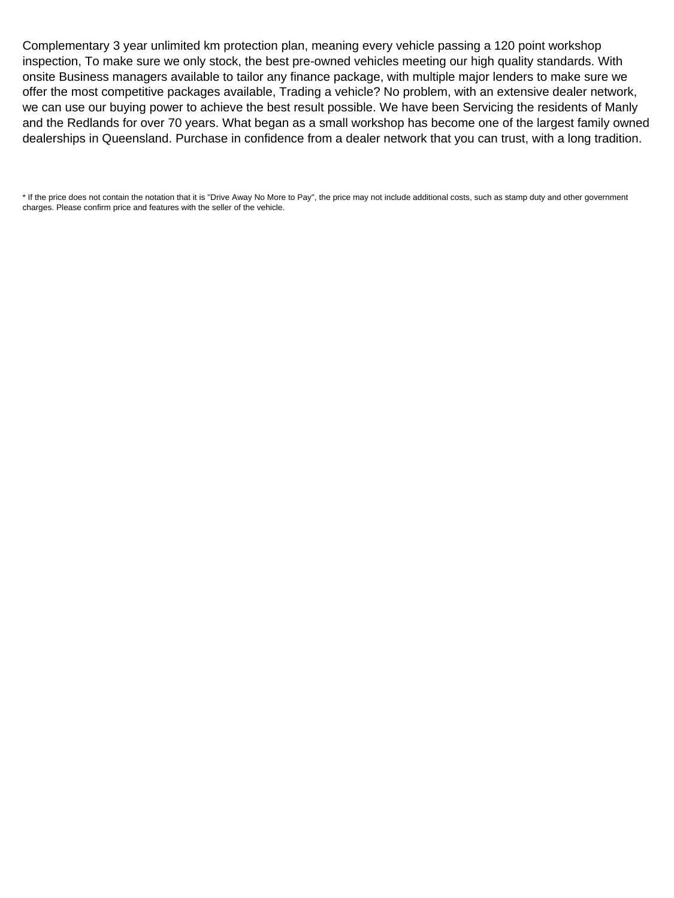Complementary 3 year unlimited km protection plan, meaning every vehicle passing a 120 point workshop inspection, To make sure we only stock, the best pre-owned vehicles meeting our high quality standards. With onsite Business managers available to tailor any finance package, with multiple major lenders to make sure we offer the most competitive packages available, Trading a vehicle? No problem, with an extensive dealer network, we can use our buying power to achieve the best result possible. We have been Servicing the residents of Manly and the Redlands for over 70 years. What began as a small workshop has become one of the largest family owned dealerships in Queensland. Purchase in confidence from a dealer network that you can trust, with a long tradition.

* If the price does not contain the notation that it is "Drive Away No More to Pay", the price may not include additional costs, such as stamp duty and other government charges. Please confirm price and features with the seller of the vehicle.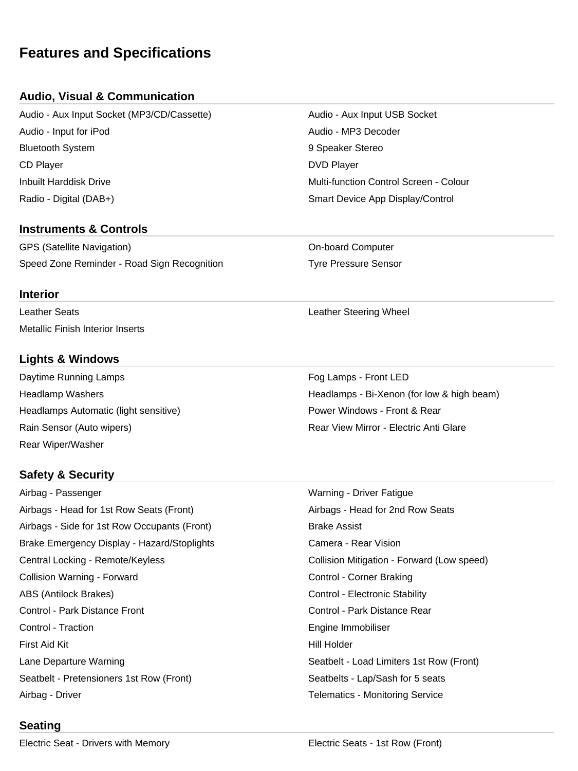# Features and Specifications

## Audio, Visual & Communication

- Audio - Aux Input Socket (MP3/CD/Cassette)
- Audio - Aux Input USB Socket
- Audio - Input for iPod
- Audio - MP3 Decoder
- Bluetooth System
- 9 Speaker Stereo
- CD Player
- DVD Player
- Inbuilt Harddisk Drive
- Multi-function Control Screen - Colour
- Radio - Digital (DAB+)
- Smart Device App Display/Control

## Instruments & Controls

- GPS (Satellite Navigation)
- On-board Computer
- Speed Zone Reminder - Road Sign Recognition
- Tyre Pressure Sensor

## Interior

- Leather Seats
- Leather Steering Wheel
- Metallic Finish Interior Inserts

## Lights & Windows

- Daytime Running Lamps
- Fog Lamps - Front LED
- Headlamp Washers
- Headlamps - Bi-Xenon (for low & high beam)
- Headlamps Automatic (light sensitive)
- Power Windows - Front & Rear
- Rain Sensor (Auto wipers)
- Rear View Mirror - Electric Anti Glare
- Rear Wiper/Washer

## Safety & Security

- Airbag - Passenger
- Warning - Driver Fatigue
- Airbags - Head for 1st Row Seats (Front)
- Airbags - Head for 2nd Row Seats
- Airbags - Side for 1st Row Occupants (Front)
- Brake Assist
- Brake Emergency Display - Hazard/Stoplights
- Camera - Rear Vision
- Central Locking - Remote/Keyless
- Collision Mitigation - Forward (Low speed)
- Collision Warning - Forward
- Control - Corner Braking
- ABS (Antilock Brakes)
- Control - Electronic Stability
- Control - Park Distance Front
- Control - Park Distance Rear
- Control - Traction
- Engine Immobiliser
- First Aid Kit
- Hill Holder
- Lane Departure Warning
- Seatbelt - Load Limiters 1st Row (Front)
- Seatbelt - Pretensioners 1st Row (Front)
- Seatbelts - Lap/Sash for 5 seats
- Airbag - Driver
- Telematics - Monitoring Service

## Seating

- Electric Seat - Drivers with Memory
- Electric Seats - 1st Row (Front)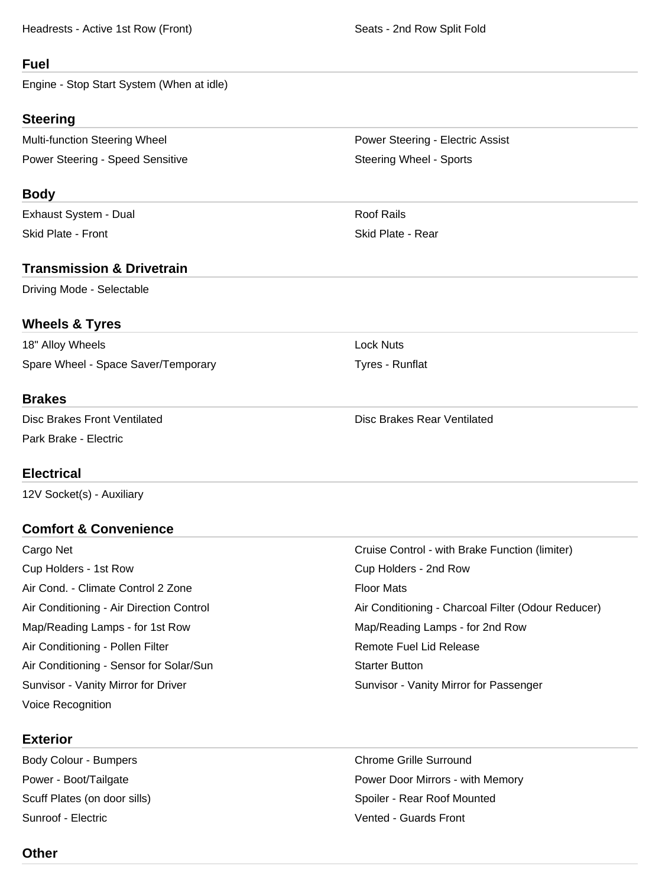Headresses - Active 1st Row (Front)

Seats - 2nd Row Split Fold

## Fuel

Engine - Stop Start System (When at idle)

## Steering

Multi-function Steering Wheel

Power Steering - Electric Assist

Power Steering - Speed Sensitive

Steering Wheel - Sports

## Body

Exhaust System - Dual

Roof Rails

Skid Plate - Front

Skid Plate - Rear

## Transmission & Drivetrain

Driving Mode - Selectable

## Wheels & Tyres

18" Alloy Wheels

Lock Nuts

Spare Wheel - Space Saver/Temporary

Tyres - Runflat

## Brakes

Disc Brakes Front Ventilated

Disc Brakes Rear Ventilated

Park Brake - Electric

## Electrical

12V Socket(s) - Auxiliary

## Comfort & Convenience

Cargo Net

Cruise Control - with Brake Function (limiter)

Cup Holders - 1st Row

Cup Holders - 2nd Row

Air Cond. - Climate Control 2 Zone

Floor Mats

Air Conditioning - Air Direction Control

Air Conditioning - Charcoal Filter (Odour Reducer)

Map/Reading Lamps - for 1st Row

Map/Reading Lamps - for 2nd Row

Air Conditioning - Pollen Filter

Remote Fuel Lid Release

Air Conditioning - Sensor for Solar/Sun

Starter Button

Sunvisor - Vanity Mirror for Driver

Sunvisor - Vanity Mirror for Passenger

Voice Recognition

## Exterior

Body Colour - Bumpers

Chrome Grille Surround

Power - Boot/Tailgate

Power Door Mirrors - with Memory

Scuff Plates (on door sills)

Spoiler - Rear Roof Mounted

Sunroof - Electric

Vented - Guards Front

## Other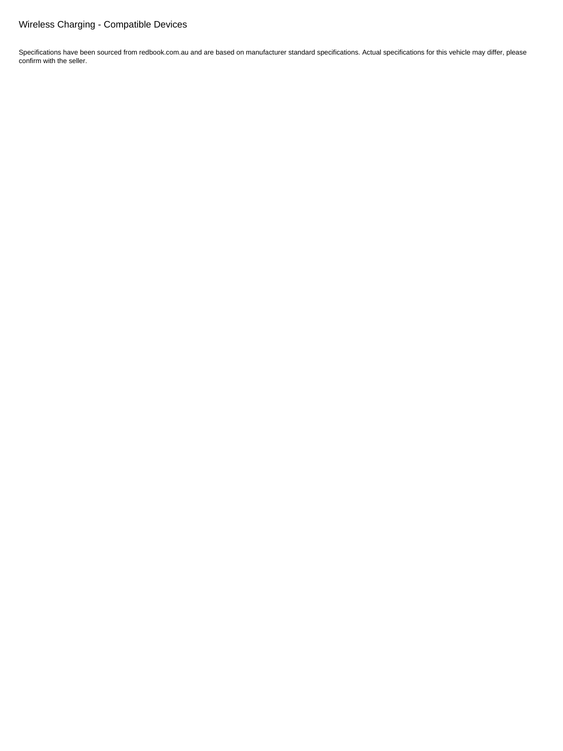Wireless Charging - Compatible Devices

Specifications have been sourced from redbook.com.au and are based on manufacturer standard specifications. Actual specifications for this vehicle may differ, please confirm with the seller.